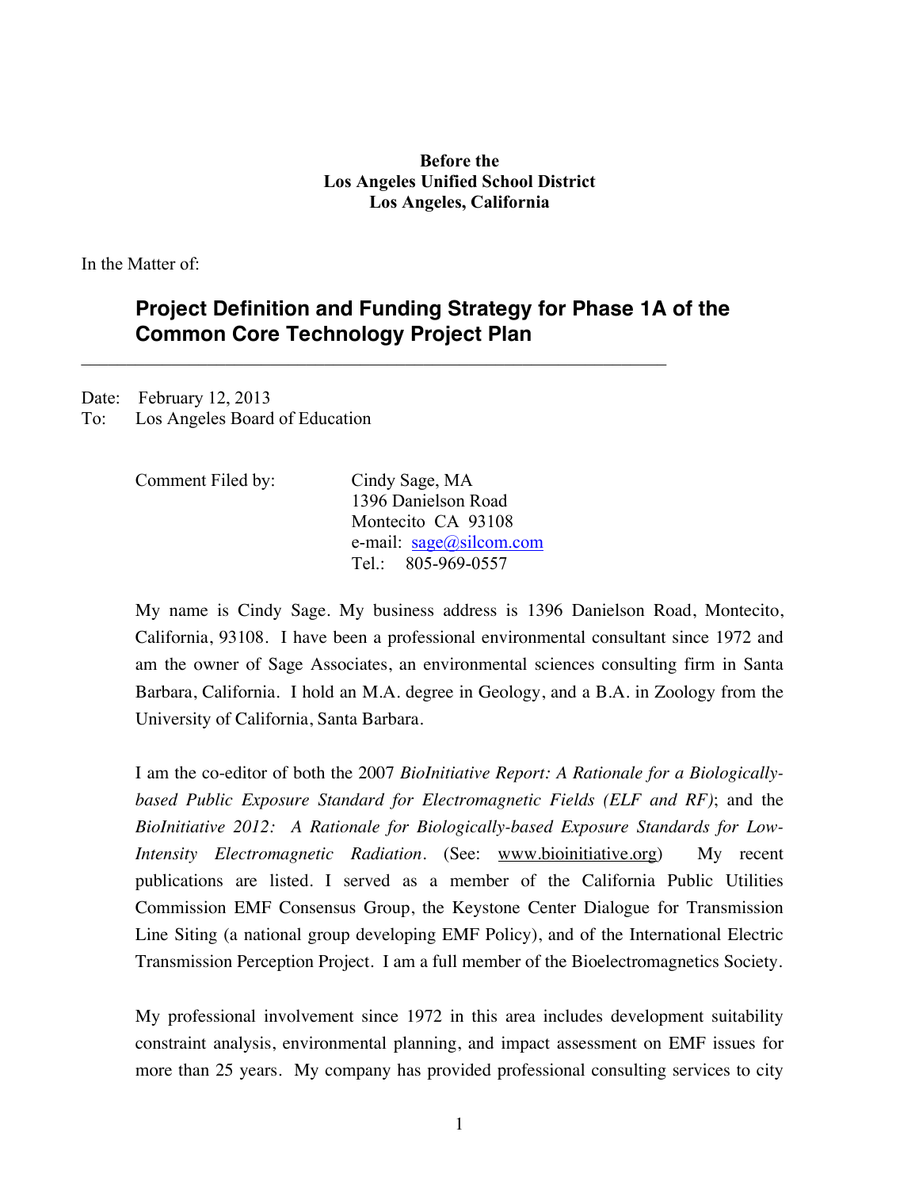**Before the**
**Los Angeles Unified School District**
**Los Angeles, California**

In the Matter of:

## Project Definition and Funding Strategy for Phase 1A of the Common Core Technology Project Plan

---

Date: February 12, 2013
To: Los Angeles Board of Education

Comment Filed by: Cindy Sage, MA
1396 Danielson Road
Montecito CA 93108
e-mail: sage@silcom.com
Tel.: 805-969-0557

My name is Cindy Sage. My business address is 1396 Danielson Road, Montecito, California, 93108. I have been a professional environmental consultant since 1972 and am the owner of Sage Associates, an environmental sciences consulting firm in Santa Barbara, California. I hold an M.A. degree in Geology, and a B.A. in Zoology from the University of California, Santa Barbara.

I am the co-editor of both the 2007 *BioInitiative Report: A Rationale for a Biologically-based Public Exposure Standard for Electromagnetic Fields (ELF and RF)*; and the *BioInitiative 2012: A Rationale for Biologically-based Exposure Standards for Low-Intensity Electromagnetic Radiation*. (See: www.bioinitiative.org) My recent publications are listed. I served as a member of the California Public Utilities Commission EMF Consensus Group, the Keystone Center Dialogue for Transmission Line Siting (a national group developing EMF Policy), and of the International Electric Transmission Perception Project. I am a full member of the Bioelectromagnetics Society.

My professional involvement since 1972 in this area includes development suitability constraint analysis, environmental planning, and impact assessment on EMF issues for more than 25 years. My company has provided professional consulting services to city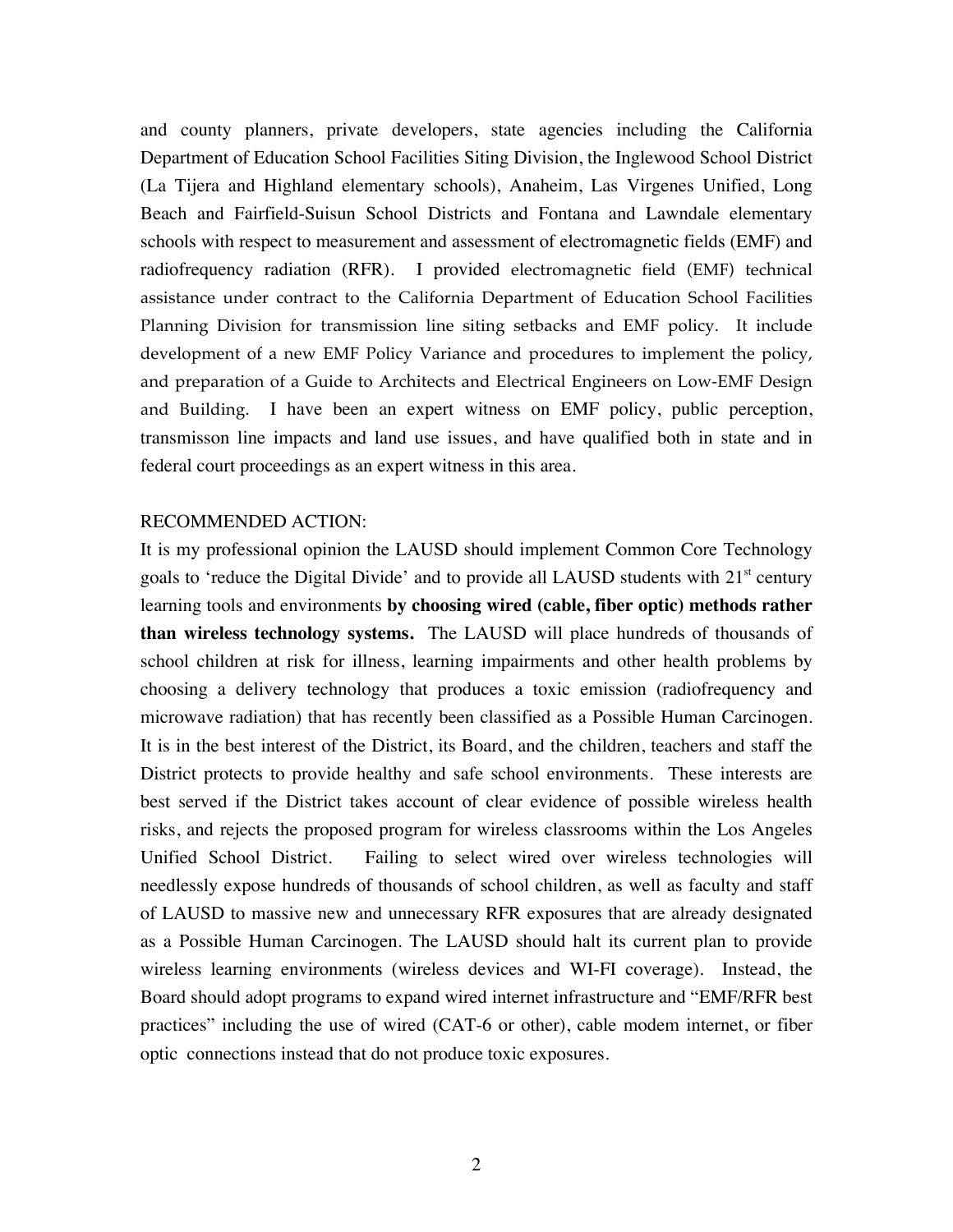and county planners, private developers, state agencies including the California Department of Education School Facilities Siting Division, the Inglewood School District (La Tijera and Highland elementary schools), Anaheim, Las Virgenes Unified, Long Beach and Fairfield-Suisun School Districts and Fontana and Lawndale elementary schools with respect to measurement and assessment of electromagnetic fields (EMF) and radiofrequency radiation (RFR). I provided electromagnetic field (EMF) technical assistance under contract to the California Department of Education School Facilities Planning Division for transmission line siting setbacks and EMF policy. It include development of a new EMF Policy Variance and procedures to implement the policy, and preparation of a Guide to Architects and Electrical Engineers on Low-EMF Design and Building. I have been an expert witness on EMF policy, public perception, transmisson line impacts and land use issues, and have qualified both in state and in federal court proceedings as an expert witness in this area.

RECOMMENDED ACTION:

It is my professional opinion the LAUSD should implement Common Core Technology goals to 'reduce the Digital Divide' and to provide all LAUSD students with 21st century learning tools and environments **by choosing wired (cable, fiber optic) methods rather than wireless technology systems.** The LAUSD will place hundreds of thousands of school children at risk for illness, learning impairments and other health problems by choosing a delivery technology that produces a toxic emission (radiofrequency and microwave radiation) that has recently been classified as a Possible Human Carcinogen. It is in the best interest of the District, its Board, and the children, teachers and staff the District protects to provide healthy and safe school environments. These interests are best served if the District takes account of clear evidence of possible wireless health risks, and rejects the proposed program for wireless classrooms within the Los Angeles Unified School District. Failing to select wired over wireless technologies will needlessly expose hundreds of thousands of school children, as well as faculty and staff of LAUSD to massive new and unnecessary RFR exposures that are already designated as a Possible Human Carcinogen. The LAUSD should halt its current plan to provide wireless learning environments (wireless devices and WI-FI coverage). Instead, the Board should adopt programs to expand wired internet infrastructure and "EMF/RFR best practices" including the use of wired (CAT-6 or other), cable modem internet, or fiber optic connections instead that do not produce toxic exposures.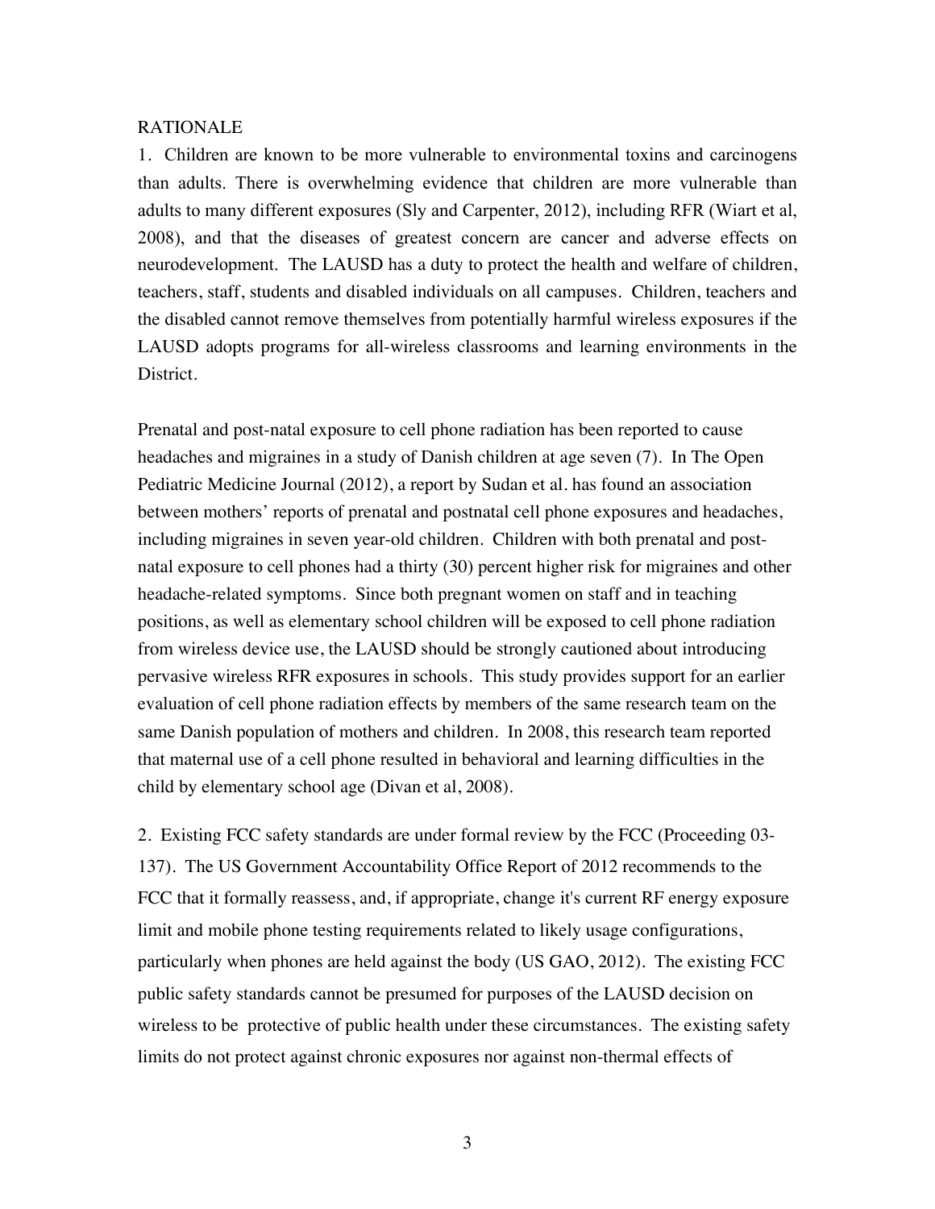RATIONALE

1. Children are known to be more vulnerable to environmental toxins and carcinogens than adults. There is overwhelming evidence that children are more vulnerable than adults to many different exposures (Sly and Carpenter, 2012), including RFR (Wiart et al, 2008), and that the diseases of greatest concern are cancer and adverse effects on neurodevelopment. The LAUSD has a duty to protect the health and welfare of children, teachers, staff, students and disabled individuals on all campuses. Children, teachers and the disabled cannot remove themselves from potentially harmful wireless exposures if the LAUSD adopts programs for all-wireless classrooms and learning environments in the District.

Prenatal and post-natal exposure to cell phone radiation has been reported to cause headaches and migraines in a study of Danish children at age seven (7). In The Open Pediatric Medicine Journal (2012), a report by Sudan et al. has found an association between mothers' reports of prenatal and postnatal cell phone exposures and headaches, including migraines in seven year-old children. Children with both prenatal and post-natal exposure to cell phones had a thirty (30) percent higher risk for migraines and other headache-related symptoms. Since both pregnant women on staff and in teaching positions, as well as elementary school children will be exposed to cell phone radiation from wireless device use, the LAUSD should be strongly cautioned about introducing pervasive wireless RFR exposures in schools. This study provides support for an earlier evaluation of cell phone radiation effects by members of the same research team on the same Danish population of mothers and children. In 2008, this research team reported that maternal use of a cell phone resulted in behavioral and learning difficulties in the child by elementary school age (Divan et al, 2008).

2. Existing FCC safety standards are under formal review by the FCC (Proceeding 03-137). The US Government Accountability Office Report of 2012 recommends to the FCC that it formally reassess, and, if appropriate, change it's current RF energy exposure limit and mobile phone testing requirements related to likely usage configurations, particularly when phones are held against the body (US GAO, 2012). The existing FCC public safety standards cannot be presumed for purposes of the LAUSD decision on wireless to be protective of public health under these circumstances. The existing safety limits do not protect against chronic exposures nor against non-thermal effects of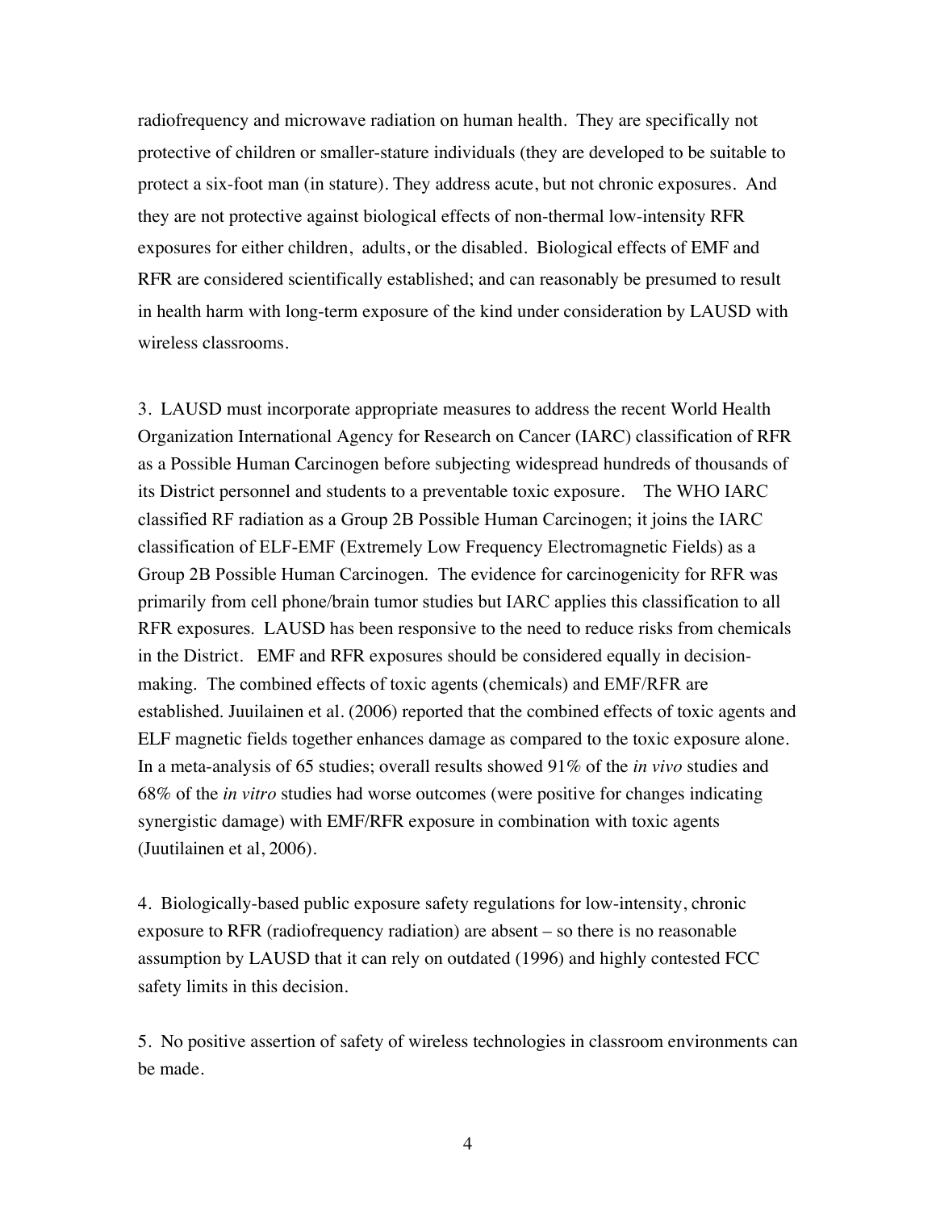radiofrequency and microwave radiation on human health. They are specifically not protective of children or smaller-stature individuals (they are developed to be suitable to protect a six-foot man (in stature). They address acute, but not chronic exposures. And they are not protective against biological effects of non-thermal low-intensity RFR exposures for either children, adults, or the disabled. Biological effects of EMF and RFR are considered scientifically established; and can reasonably be presumed to result in health harm with long-term exposure of the kind under consideration by LAUSD with wireless classrooms.

3. LAUSD must incorporate appropriate measures to address the recent World Health Organization International Agency for Research on Cancer (IARC) classification of RFR as a Possible Human Carcinogen before subjecting widespread hundreds of thousands of its District personnel and students to a preventable toxic exposure. The WHO IARC classified RF radiation as a Group 2B Possible Human Carcinogen; it joins the IARC classification of ELF-EMF (Extremely Low Frequency Electromagnetic Fields) as a Group 2B Possible Human Carcinogen. The evidence for carcinogenicity for RFR was primarily from cell phone/brain tumor studies but IARC applies this classification to all RFR exposures. LAUSD has been responsive to the need to reduce risks from chemicals in the District. EMF and RFR exposures should be considered equally in decision-making. The combined effects of toxic agents (chemicals) and EMF/RFR are established. Juuilainen et al. (2006) reported that the combined effects of toxic agents and ELF magnetic fields together enhances damage as compared to the toxic exposure alone. In a meta-analysis of 65 studies; overall results showed 91% of the *in vivo* studies and 68% of the *in vitro* studies had worse outcomes (were positive for changes indicating synergistic damage) with EMF/RFR exposure in combination with toxic agents (Juutilainen et al, 2006).

4. Biologically-based public exposure safety regulations for low-intensity, chronic exposure to RFR (radiofrequency radiation) are absent – so there is no reasonable assumption by LAUSD that it can rely on outdated (1996) and highly contested FCC safety limits in this decision.

5. No positive assertion of safety of wireless technologies in classroom environments can be made.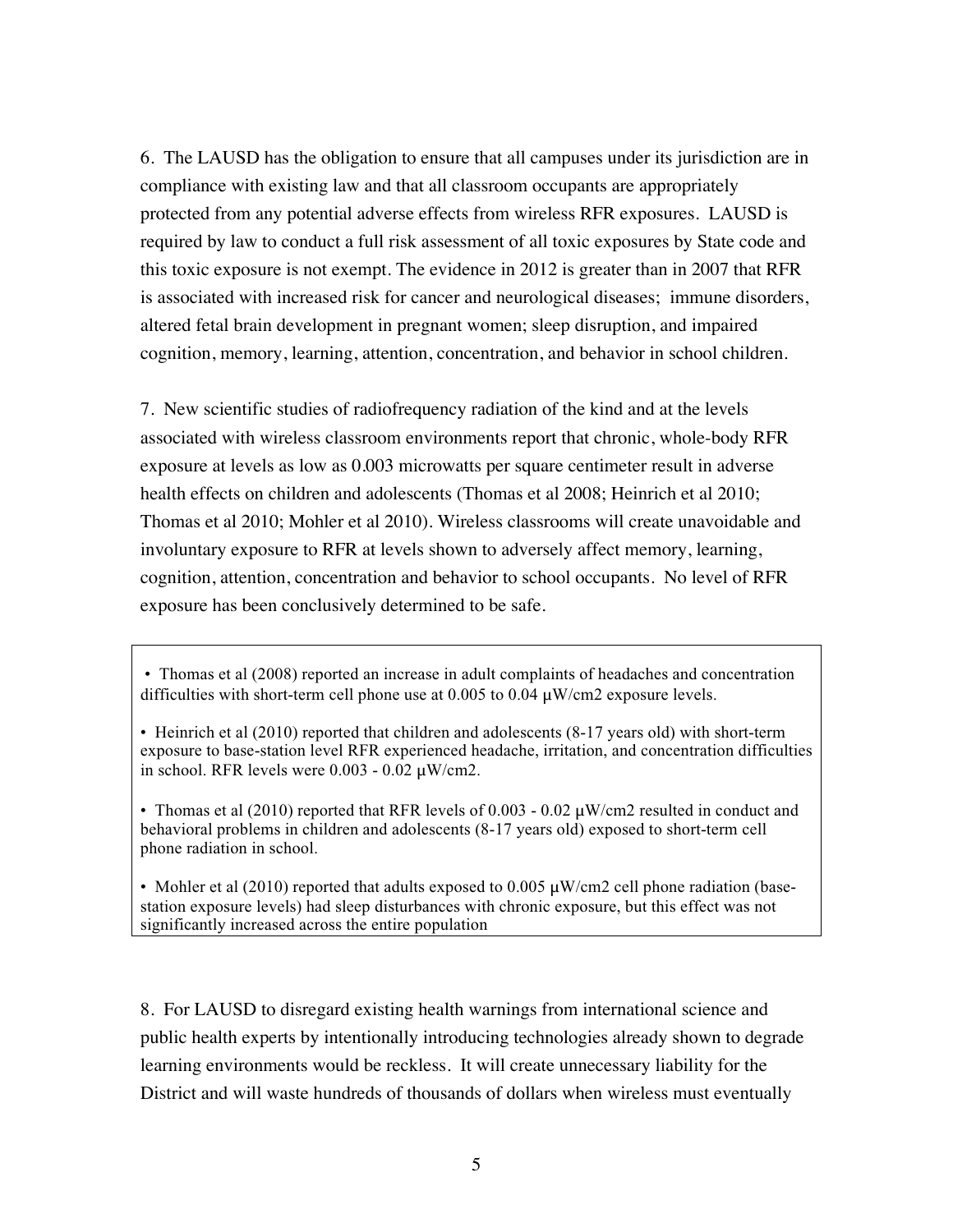6. The LAUSD has the obligation to ensure that all campuses under its jurisdiction are in compliance with existing law and that all classroom occupants are appropriately protected from any potential adverse effects from wireless RFR exposures. LAUSD is required by law to conduct a full risk assessment of all toxic exposures by State code and this toxic exposure is not exempt. The evidence in 2012 is greater than in 2007 that RFR is associated with increased risk for cancer and neurological diseases; immune disorders, altered fetal brain development in pregnant women; sleep disruption, and impaired cognition, memory, learning, attention, concentration, and behavior in school children.

7. New scientific studies of radiofrequency radiation of the kind and at the levels associated with wireless classroom environments report that chronic, whole-body RFR exposure at levels as low as 0.003 microwatts per square centimeter result in adverse health effects on children and adolescents (Thomas et al 2008; Heinrich et al 2010; Thomas et al 2010; Mohler et al 2010). Wireless classrooms will create unavoidable and involuntary exposure to RFR at levels shown to adversely affect memory, learning, cognition, attention, concentration and behavior to school occupants. No level of RFR exposure has been conclusively determined to be safe.

- Thomas et al (2008) reported an increase in adult complaints of headaches and concentration difficulties with short-term cell phone use at 0.005 to 0.04 μW/cm2 exposure levels.
- Heinrich et al (2010) reported that children and adolescents (8-17 years old) with short-term exposure to base-station level RFR experienced headache, irritation, and concentration difficulties in school. RFR levels were 0.003 - 0.02 μW/cm2.
- Thomas et al (2010) reported that RFR levels of 0.003 - 0.02 μW/cm2 resulted in conduct and behavioral problems in children and adolescents (8-17 years old) exposed to short-term cell phone radiation in school.
- Mohler et al (2010) reported that adults exposed to 0.005 μW/cm2 cell phone radiation (base-station exposure levels) had sleep disturbances with chronic exposure, but this effect was not significantly increased across the entire population

8. For LAUSD to disregard existing health warnings from international science and public health experts by intentionally introducing technologies already shown to degrade learning environments would be reckless. It will create unnecessary liability for the District and will waste hundreds of thousands of dollars when wireless must eventually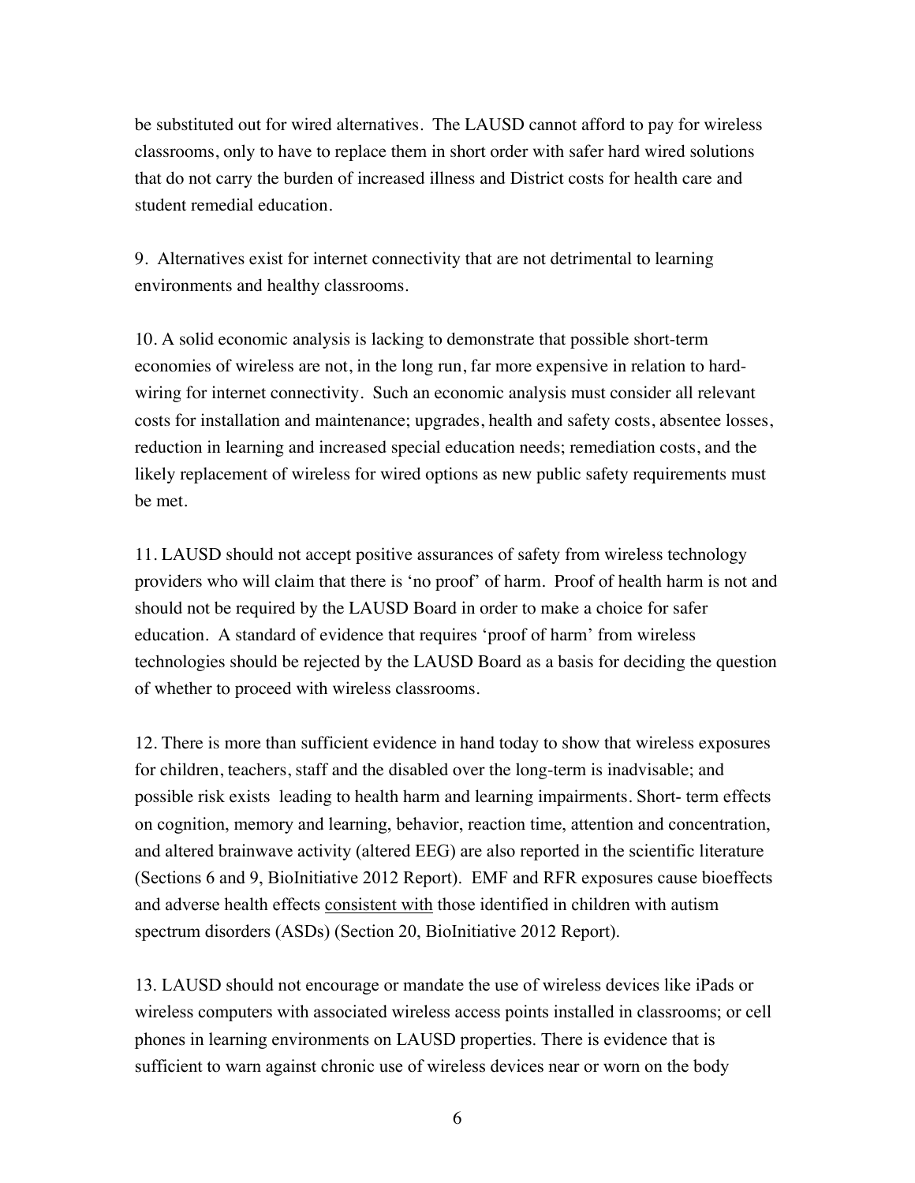be substituted out for wired alternatives. The LAUSD cannot afford to pay for wireless classrooms, only to have to replace them in short order with safer hard wired solutions that do not carry the burden of increased illness and District costs for health care and student remedial education.

9. Alternatives exist for internet connectivity that are not detrimental to learning environments and healthy classrooms.

10. A solid economic analysis is lacking to demonstrate that possible short-term economies of wireless are not, in the long run, far more expensive in relation to hard-wiring for internet connectivity. Such an economic analysis must consider all relevant costs for installation and maintenance; upgrades, health and safety costs, absentee losses, reduction in learning and increased special education needs; remediation costs, and the likely replacement of wireless for wired options as new public safety requirements must be met.

11. LAUSD should not accept positive assurances of safety from wireless technology providers who will claim that there is 'no proof' of harm. Proof of health harm is not and should not be required by the LAUSD Board in order to make a choice for safer education. A standard of evidence that requires 'proof of harm' from wireless technologies should be rejected by the LAUSD Board as a basis for deciding the question of whether to proceed with wireless classrooms.

12. There is more than sufficient evidence in hand today to show that wireless exposures for children, teachers, staff and the disabled over the long-term is inadvisable; and possible risk exists leading to health harm and learning impairments. Short- term effects on cognition, memory and learning, behavior, reaction time, attention and concentration, and altered brainwave activity (altered EEG) are also reported in the scientific literature (Sections 6 and 9, BioInitiative 2012 Report). EMF and RFR exposures cause bioeffects and adverse health effects <u>consistent with</u> those identified in children with autism spectrum disorders (ASDs) (Section 20, BioInitiative 2012 Report).

13. LAUSD should not encourage or mandate the use of wireless devices like iPads or wireless computers with associated wireless access points installed in classrooms; or cell phones in learning environments on LAUSD properties. There is evidence that is sufficient to warn against chronic use of wireless devices near or worn on the body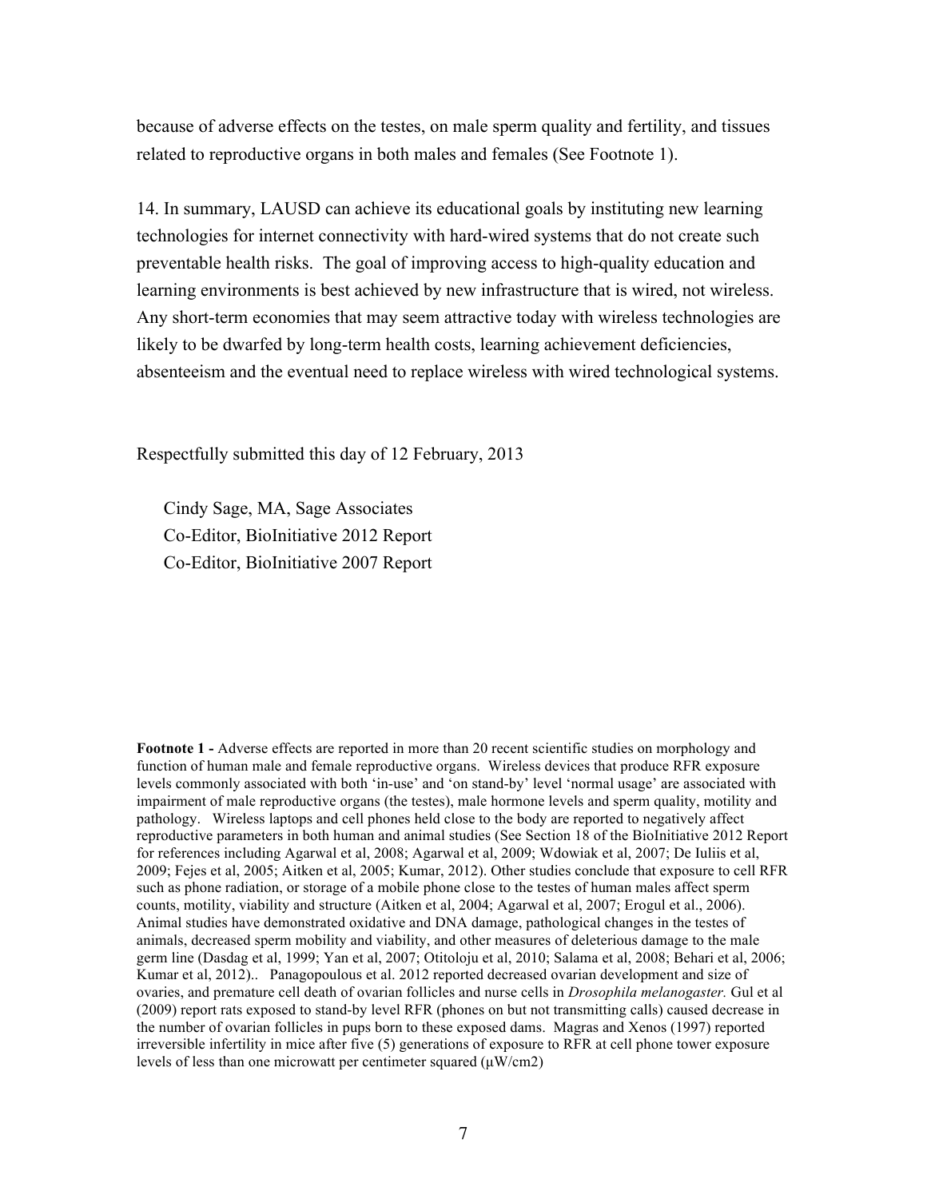because of adverse effects on the testes, on male sperm quality and fertility, and tissues related to reproductive organs in both males and females (See Footnote 1).

14. In summary, LAUSD can achieve its educational goals by instituting new learning technologies for internet connectivity with hard-wired systems that do not create such preventable health risks. The goal of improving access to high-quality education and learning environments is best achieved by new infrastructure that is wired, not wireless. Any short-term economies that may seem attractive today with wireless technologies are likely to be dwarfed by long-term health costs, learning achievement deficiencies, absenteeism and the eventual need to replace wireless with wired technological systems.

Respectfully submitted this day of 12 February, 2013

Cindy Sage, MA, Sage Associates
Co-Editor, BioInitiative 2012 Report
Co-Editor, BioInitiative 2007 Report

**Footnote 1 -** Adverse effects are reported in more than 20 recent scientific studies on morphology and function of human male and female reproductive organs. Wireless devices that produce RFR exposure levels commonly associated with both 'in-use' and 'on stand-by' level 'normal usage' are associated with impairment of male reproductive organs (the testes), male hormone levels and sperm quality, motility and pathology. Wireless laptops and cell phones held close to the body are reported to negatively affect reproductive parameters in both human and animal studies (See Section 18 of the BioInitiative 2012 Report for references including Agarwal et al, 2008; Agarwal et al, 2009; Wdowiak et al, 2007; De Iuliis et al, 2009; Fejes et al, 2005; Aitken et al, 2005; Kumar, 2012). Other studies conclude that exposure to cell RFR such as phone radiation, or storage of a mobile phone close to the testes of human males affect sperm counts, motility, viability and structure (Aitken et al, 2004; Agarwal et al, 2007; Erogul et al., 2006). Animal studies have demonstrated oxidative and DNA damage, pathological changes in the testes of animals, decreased sperm mobility and viability, and other measures of deleterious damage to the male germ line (Dasdag et al, 1999; Yan et al, 2007; Otitoloju et al, 2010; Salama et al, 2008; Behari et al, 2006; Kumar et al, 2012).. Panagopoulous et al. 2012 reported decreased ovarian development and size of ovaries, and premature cell death of ovarian follicles and nurse cells in *Drosophila melanogaster.* Gul et al (2009) report rats exposed to stand-by level RFR (phones on but not transmitting calls) caused decrease in the number of ovarian follicles in pups born to these exposed dams. Magras and Xenos (1997) reported irreversible infertility in mice after five (5) generations of exposure to RFR at cell phone tower exposure levels of less than one microwatt per centimeter squared (μW/cm2)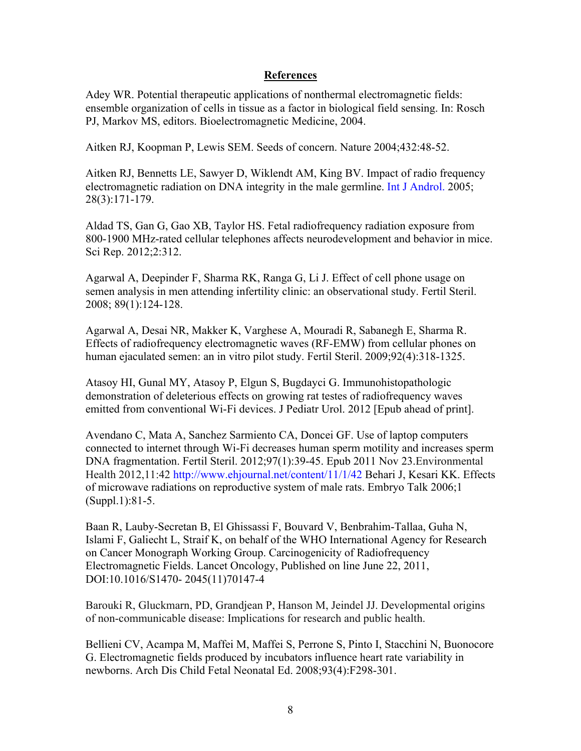## References

Adey WR. Potential therapeutic applications of nonthermal electromagnetic fields: ensemble organization of cells in tissue as a factor in biological field sensing. In: Rosch PJ, Markov MS, editors. Bioelectromagnetic Medicine, 2004.

Aitken RJ, Koopman P, Lewis SEM. Seeds of concern. Nature 2004;432:48-52.

Aitken RJ, Bennetts LE, Sawyer D, Wiklendt AM, King BV. Impact of radio frequency electromagnetic radiation on DNA integrity in the male germline. Int J Androl. 2005; 28(3):171-179.

Aldad TS, Gan G, Gao XB, Taylor HS. Fetal radiofrequency radiation exposure from 800-1900 MHz-rated cellular telephones affects neurodevelopment and behavior in mice. Sci Rep. 2012;2:312.

Agarwal A, Deepinder F, Sharma RK, Ranga G, Li J. Effect of cell phone usage on semen analysis in men attending infertility clinic: an observational study. Fertil Steril. 2008; 89(1):124-128.

Agarwal A, Desai NR, Makker K, Varghese A, Mouradi R, Sabanegh E, Sharma R. Effects of radiofrequency electromagnetic waves (RF-EMW) from cellular phones on human ejaculated semen: an in vitro pilot study. Fertil Steril. 2009;92(4):318-1325.

Atasoy HI, Gunal MY, Atasoy P, Elgun S, Bugdayci G. Immunohistopathologic demonstration of deleterious effects on growing rat testes of radiofrequency waves emitted from conventional Wi-Fi devices. J Pediatr Urol. 2012 [Epub ahead of print].

Avendano C, Mata A, Sanchez Sarmiento CA, Doncei GF. Use of laptop computers connected to internet through Wi-Fi decreases human sperm motility and increases sperm DNA fragmentation. Fertil Steril. 2012;97(1):39-45. Epub 2011 Nov 23.Environmental Health 2012,11:42 http://www.ehjournal.net/content/11/1/42 Behari J, Kesari KK. Effects of microwave radiations on reproductive system of male rats. Embryo Talk 2006;1 (Suppl.1):81-5.

Baan R, Lauby-Secretan B, El Ghissassi F, Bouvard V, Benbrahim-Tallaa, Guha N, Islami F, Galiecht L, Straif K, on behalf of the WHO International Agency for Research on Cancer Monograph Working Group. Carcinogenicity of Radiofrequency Electromagnetic Fields. Lancet Oncology, Published on line June 22, 2011, DOI:10.1016/S1470- 2045(11)70147-4

Barouki R, Gluckmarn, PD, Grandjean P, Hanson M, Jeindel JJ. Developmental origins of non-communicable disease: Implications for research and public health.

Bellieni CV, Acampa M, Maffei M, Maffei S, Perrone S, Pinto I, Stacchini N, Buonocore G. Electromagnetic fields produced by incubators influence heart rate variability in newborns. Arch Dis Child Fetal Neonatal Ed. 2008;93(4):F298-301.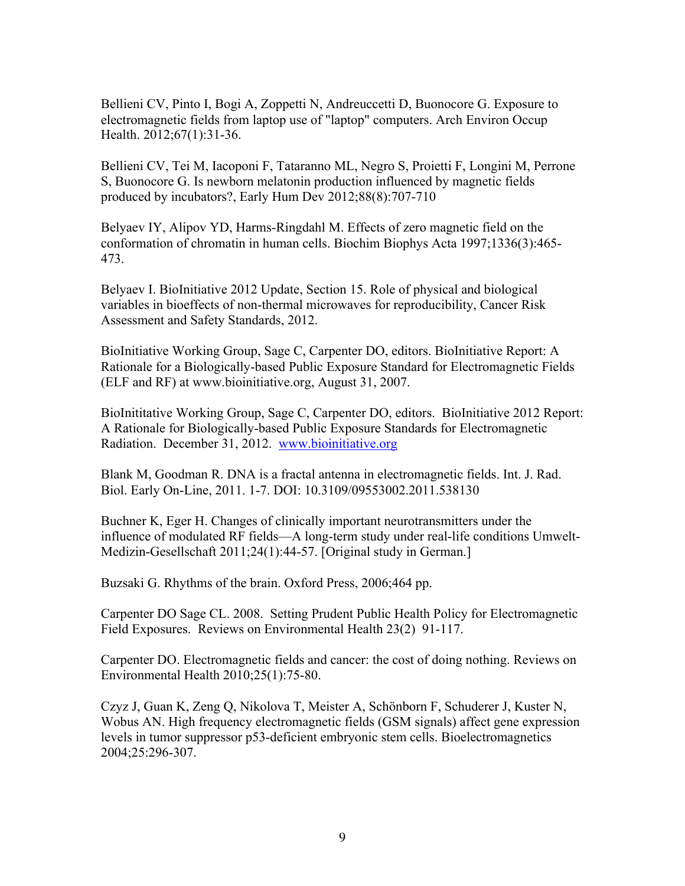Bellieni CV, Pinto I, Bogi A, Zoppetti N, Andreuccetti D, Buonocore G. Exposure to electromagnetic fields from laptop use of "laptop" computers. Arch Environ Occup Health. 2012;67(1):31-36.

Bellieni CV, Tei M, Iacoponi F, Tataranno ML, Negro S, Proietti F, Longini M, Perrone S, Buonocore G. Is newborn melatonin production influenced by magnetic fields produced by incubators?, Early Hum Dev 2012;88(8):707-710

Belyaev IY, Alipov YD, Harms-Ringdahl M. Effects of zero magnetic field on the conformation of chromatin in human cells. Biochim Biophys Acta 1997;1336(3):465-473.

Belyaev I. BioInitiative 2012 Update, Section 15. Role of physical and biological variables in bioeffects of non-thermal microwaves for reproducibility, Cancer Risk Assessment and Safety Standards, 2012.

BioInitiative Working Group, Sage C, Carpenter DO, editors. BioInitiative Report: A Rationale for a Biologically-based Public Exposure Standard for Electromagnetic Fields (ELF and RF) at www.bioinitiative.org, August 31, 2007.

BioInititative Working Group, Sage C, Carpenter DO, editors. BioInitiative 2012 Report: A Rationale for Biologically-based Public Exposure Standards for Electromagnetic Radiation. December 31, 2012. [www.bioinitiative.org](http://www.bioinitiative.org)

Blank M, Goodman R. DNA is a fractal antenna in electromagnetic fields. Int. J. Rad. Biol. Early On-Line, 2011. 1-7. DOI: 10.3109/09553002.2011.538130

Buchner K, Eger H. Changes of clinically important neurotransmitters under the influence of modulated RF fields—A long-term study under real-life conditions Umwelt-Medizin-Gesellschaft 2011;24(1):44-57. [Original study in German.]

Buzsaki G. Rhythms of the brain. Oxford Press, 2006;464 pp.

Carpenter DO Sage CL. 2008. Setting Prudent Public Health Policy for Electromagnetic Field Exposures. Reviews on Environmental Health 23(2) 91-117.

Carpenter DO. Electromagnetic fields and cancer: the cost of doing nothing. Reviews on Environmental Health 2010;25(1):75-80.

Czyz J, Guan K, Zeng Q, Nikolova T, Meister A, Schönborn F, Schuderer J, Kuster N, Wobus AN. High frequency electromagnetic fields (GSM signals) affect gene expression levels in tumor suppressor p53-deficient embryonic stem cells. Bioelectromagnetics 2004;25:296-307.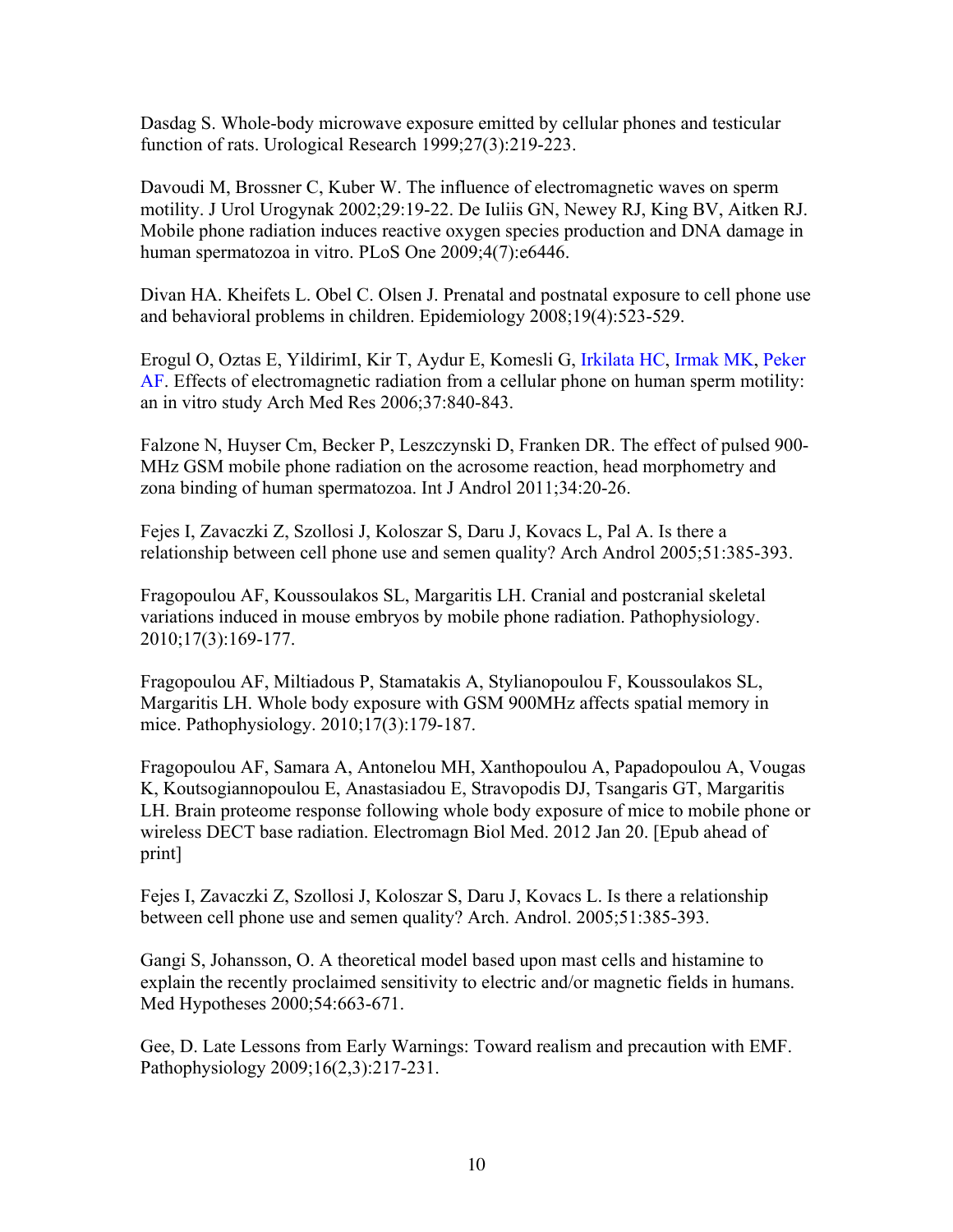Dasdag S. Whole-body microwave exposure emitted by cellular phones and testicular function of rats. Urological Research 1999;27(3):219-223.

Davoudi M, Brossner C, Kuber W. The influence of electromagnetic waves on sperm motility. J Urol Urogynak 2002;29:19-22. De Iuliis GN, Newey RJ, King BV, Aitken RJ. Mobile phone radiation induces reactive oxygen species production and DNA damage in human spermatozoa in vitro. PLoS One 2009;4(7):e6446.

Divan HA. Kheifets L. Obel C. Olsen J. Prenatal and postnatal exposure to cell phone use and behavioral problems in children. Epidemiology 2008;19(4):523-529.

Erogul O, Oztas E, YildirimI, Kir T, Aydur E, Komesli G, Irkilata HC, Irmak MK, Peker AF. Effects of electromagnetic radiation from a cellular phone on human sperm motility: an in vitro study Arch Med Res 2006;37:840-843.

Falzone N, Huyser Cm, Becker P, Leszczynski D, Franken DR. The effect of pulsed 900-MHz GSM mobile phone radiation on the acrosome reaction, head morphometry and zona binding of human spermatozoa. Int J Androl 2011;34:20-26.

Fejes I, Zavaczki Z, Szollosi J, Koloszar S, Daru J, Kovacs L, Pal A. Is there a relationship between cell phone use and semen quality? Arch Androl 2005;51:385-393.

Fragopoulou AF, Koussoulakos SL, Margaritis LH. Cranial and postcranial skeletal variations induced in mouse embryos by mobile phone radiation. Pathophysiology. 2010;17(3):169-177.

Fragopoulou AF, Miltiadous P, Stamatakis A, Stylianopoulou F, Koussoulakos SL, Margaritis LH. Whole body exposure with GSM 900MHz affects spatial memory in mice. Pathophysiology. 2010;17(3):179-187.

Fragopoulou AF, Samara A, Antonelou MH, Xanthopoulou A, Papadopoulou A, Vougas K, Koutsogiannopoulou E, Anastasiadou E, Stravopodis DJ, Tsangaris GT, Margaritis LH. Brain proteome response following whole body exposure of mice to mobile phone or wireless DECT base radiation. Electromagn Biol Med. 2012 Jan 20. [Epub ahead of print]

Fejes I, Zavaczki Z, Szollosi J, Koloszar S, Daru J, Kovacs L. Is there a relationship between cell phone use and semen quality? Arch. Androl. 2005;51:385-393.

Gangi S, Johansson, O. A theoretical model based upon mast cells and histamine to explain the recently proclaimed sensitivity to electric and/or magnetic fields in humans. Med Hypotheses 2000;54:663-671.

Gee, D. Late Lessons from Early Warnings: Toward realism and precaution with EMF. Pathophysiology 2009;16(2,3):217-231.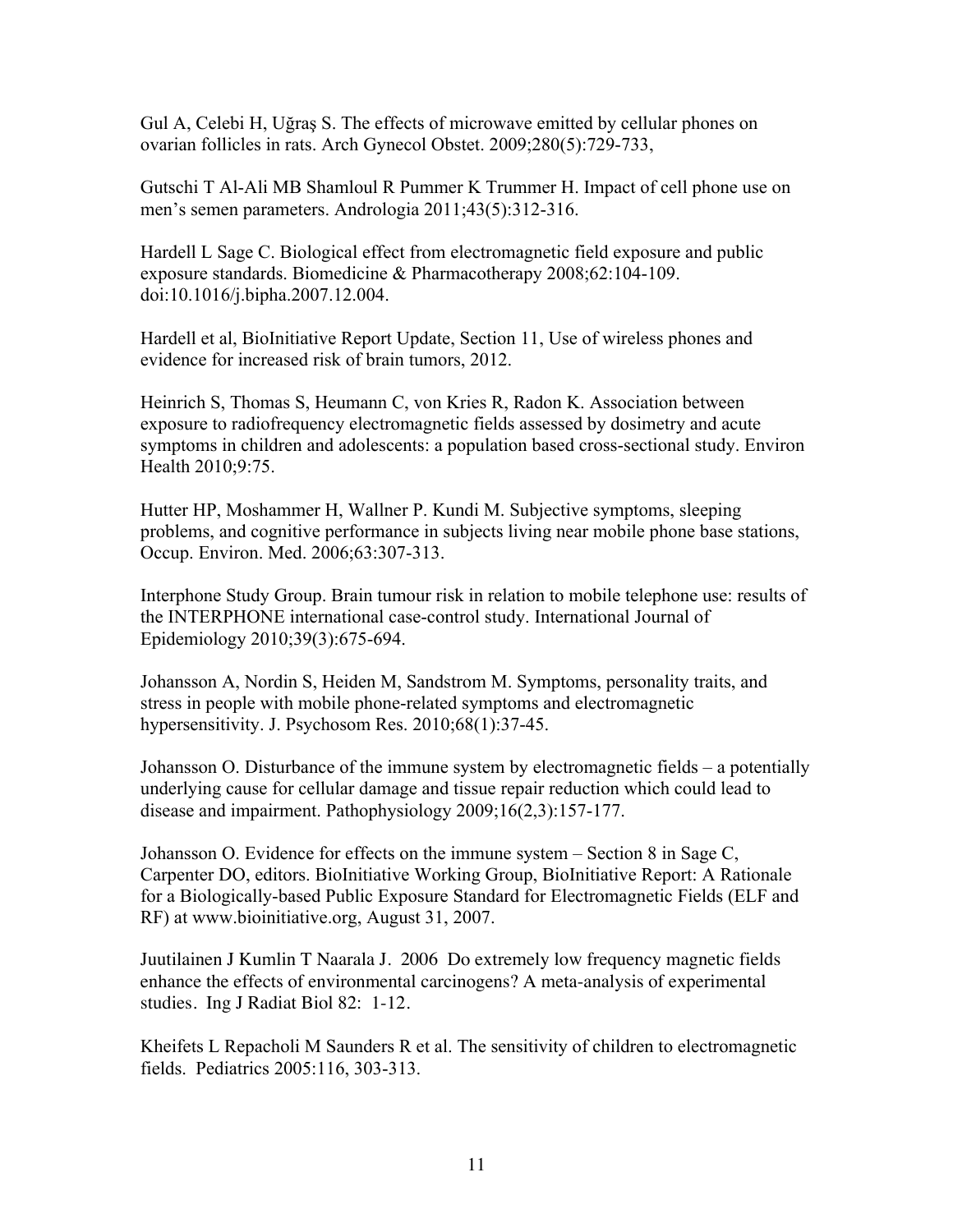Gul A, Celebi H, Uğraş S. The effects of microwave emitted by cellular phones on ovarian follicles in rats. Arch Gynecol Obstet. 2009;280(5):729-733,

Gutschi T Al-Ali MB Shamloul R Pummer K Trummer H. Impact of cell phone use on men's semen parameters. Andrologia 2011;43(5):312-316.

Hardell L Sage C. Biological effect from electromagnetic field exposure and public exposure standards. Biomedicine & Pharmacotherapy 2008;62:104-109. doi:10.1016/j.bipha.2007.12.004.

Hardell et al, BioInitiative Report Update, Section 11, Use of wireless phones and evidence for increased risk of brain tumors, 2012.

Heinrich S, Thomas S, Heumann C, von Kries R, Radon K. Association between exposure to radiofrequency electromagnetic fields assessed by dosimetry and acute symptoms in children and adolescents: a population based cross-sectional study. Environ Health 2010;9:75.

Hutter HP, Moshammer H, Wallner P. Kundi M. Subjective symptoms, sleeping problems, and cognitive performance in subjects living near mobile phone base stations, Occup. Environ. Med. 2006;63:307-313.

Interphone Study Group. Brain tumour risk in relation to mobile telephone use: results of the INTERPHONE international case-control study. International Journal of Epidemiology 2010;39(3):675-694.

Johansson A, Nordin S, Heiden M, Sandstrom M. Symptoms, personality traits, and stress in people with mobile phone-related symptoms and electromagnetic hypersensitivity. J. Psychosom Res. 2010;68(1):37-45.

Johansson O. Disturbance of the immune system by electromagnetic fields – a potentially underlying cause for cellular damage and tissue repair reduction which could lead to disease and impairment. Pathophysiology 2009;16(2,3):157-177.

Johansson O. Evidence for effects on the immune system – Section 8 in Sage C, Carpenter DO, editors. BioInitiative Working Group, BioInitiative Report: A Rationale for a Biologically-based Public Exposure Standard for Electromagnetic Fields (ELF and RF) at www.bioinitiative.org, August 31, 2007.

Juutilainen J Kumlin T Naarala J. 2006 Do extremely low frequency magnetic fields enhance the effects of environmental carcinogens? A meta-analysis of experimental studies. Ing J Radiat Biol 82: 1-12.

Kheifets L Repacholi M Saunders R et al. The sensitivity of children to electromagnetic fields. Pediatrics 2005:116, 303-313.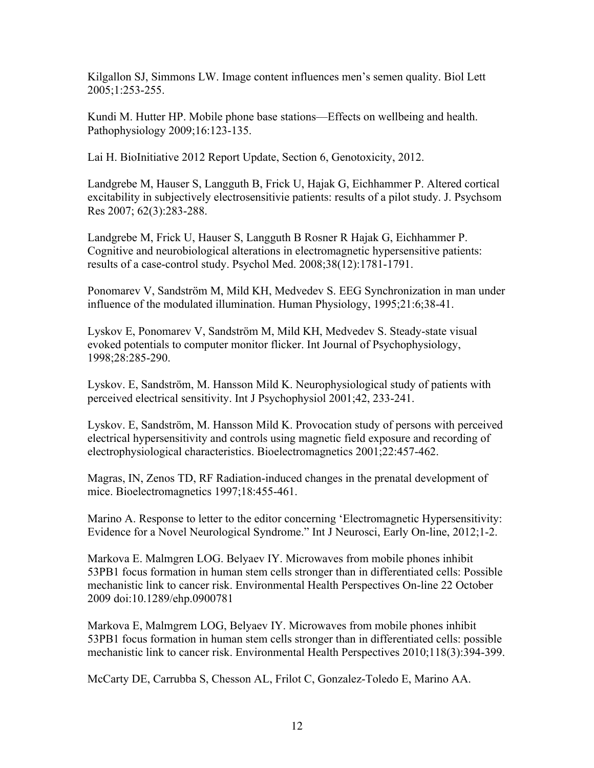Kilgallon SJ, Simmons LW. Image content influences men's semen quality. Biol Lett 2005;1:253-255.

Kundi M. Hutter HP. Mobile phone base stations—Effects on wellbeing and health. Pathophysiology 2009;16:123-135.

Lai H. BioInitiative 2012 Report Update, Section 6, Genotoxicity, 2012.

Landgrebe M, Hauser S, Langguth B, Frick U, Hajak G, Eichhammer P. Altered cortical excitability in subjectively electrosensitivie patients: results of a pilot study. J. Psychsom Res 2007; 62(3):283-288.

Landgrebe M, Frick U, Hauser S, Langguth B Rosner R Hajak G, Eichhammer P. Cognitive and neurobiological alterations in electromagnetic hypersensitive patients: results of a case-control study. Psychol Med. 2008;38(12):1781-1791.

Ponomarev V, Sandström M, Mild KH, Medvedev S. EEG Synchronization in man under influence of the modulated illumination. Human Physiology, 1995;21:6;38-41.

Lyskov E, Ponomarev V, Sandström M, Mild KH, Medvedev S. Steady-state visual evoked potentials to computer monitor flicker. Int Journal of Psychophysiology, 1998;28:285-290.

Lyskov. E, Sandström, M. Hansson Mild K. Neurophysiological study of patients with perceived electrical sensitivity. Int J Psychophysiol 2001;42, 233-241.

Lyskov. E, Sandström, M. Hansson Mild K. Provocation study of persons with perceived electrical hypersensitivity and controls using magnetic field exposure and recording of electrophysiological characteristics. Bioelectromagnetics 2001;22:457-462.

Magras, IN, Zenos TD, RF Radiation-induced changes in the prenatal development of mice. Bioelectromagnetics 1997;18:455-461.

Marino A. Response to letter to the editor concerning 'Electromagnetic Hypersensitivity: Evidence for a Novel Neurological Syndrome." Int J Neurosci, Early On-line, 2012;1-2.

Markova E. Malmgren LOG. Belyaev IY. Microwaves from mobile phones inhibit 53PB1 focus formation in human stem cells stronger than in differentiated cells: Possible mechanistic link to cancer risk. Environmental Health Perspectives On-line 22 October 2009 doi:10.1289/ehp.0900781

Markova E, Malmgrem LOG, Belyaev IY. Microwaves from mobile phones inhibit 53PB1 focus formation in human stem cells stronger than in differentiated cells: possible mechanistic link to cancer risk. Environmental Health Perspectives 2010;118(3):394-399.

McCarty DE, Carrubba S, Chesson AL, Frilot C, Gonzalez-Toledo E, Marino AA.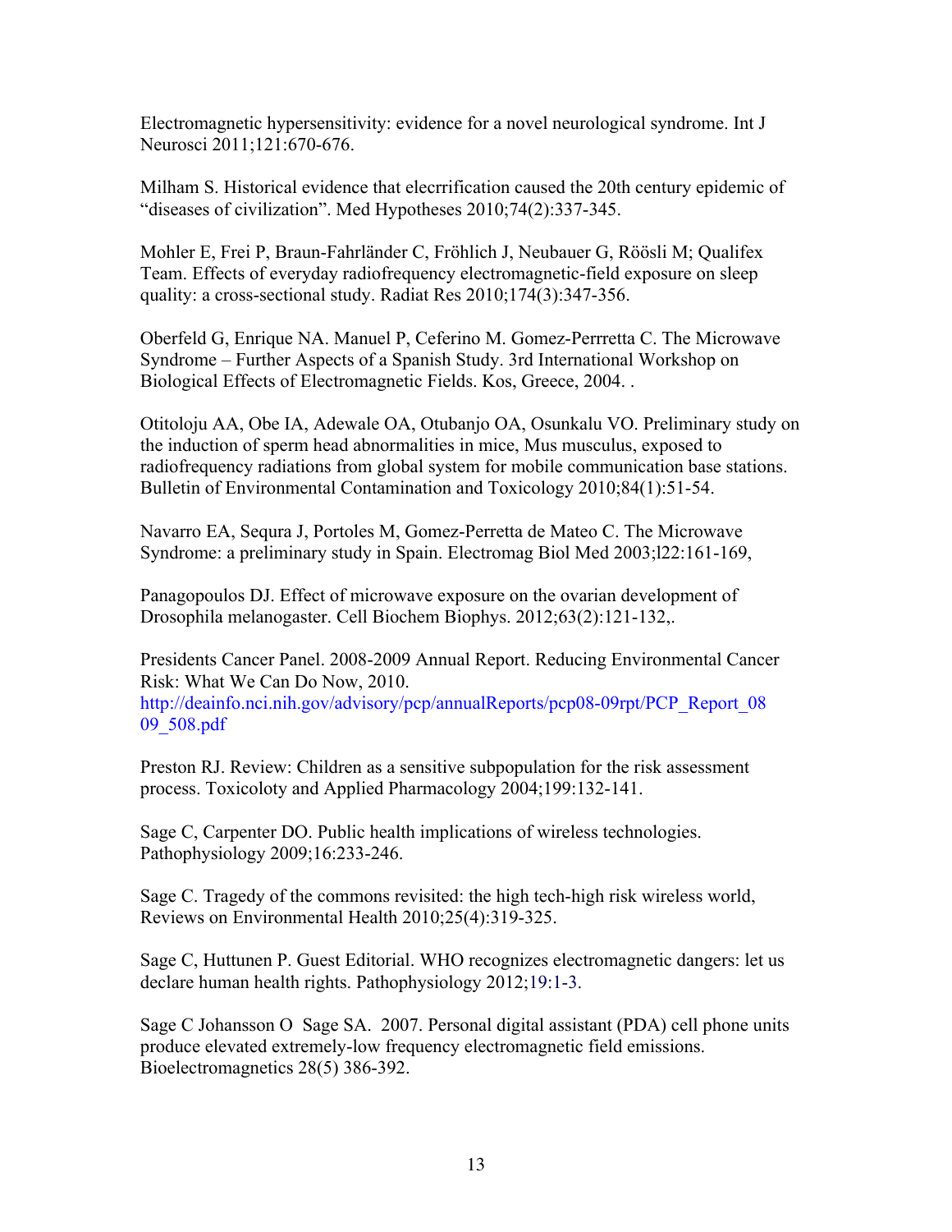Electromagnetic hypersensitivity: evidence for a novel neurological syndrome. Int J Neurosci 2011;121:670-676.

Milham S. Historical evidence that elecrrification caused the 20th century epidemic of "diseases of civilization". Med Hypotheses 2010;74(2):337-345.

Mohler E, Frei P, Braun-Fahrländer C, Fröhlich J, Neubauer G, Röösli M; Qualifex Team. Effects of everyday radiofrequency electromagnetic-field exposure on sleep quality: a cross-sectional study. Radiat Res 2010;174(3):347-356.

Oberfeld G, Enrique NA. Manuel P, Ceferino M. Gomez-Perrretta C. The Microwave Syndrome – Further Aspects of a Spanish Study. 3rd International Workshop on Biological Effects of Electromagnetic Fields. Kos, Greece, 2004. .

Otitoloju AA, Obe IA, Adewale OA, Otubanjo OA, Osunkalu VO. Preliminary study on the induction of sperm head abnormalities in mice, Mus musculus, exposed to radiofrequency radiations from global system for mobile communication base stations. Bulletin of Environmental Contamination and Toxicology 2010;84(1):51-54.

Navarro EA, Sequra J, Portoles M, Gomez-Perretta de Mateo C. The Microwave Syndrome: a preliminary study in Spain. Electromag Biol Med 2003;l22:161-169,

Panagopoulos DJ. Effect of microwave exposure on the ovarian development of Drosophila melanogaster. Cell Biochem Biophys. 2012;63(2):121-132,.

Presidents Cancer Panel. 2008-2009 Annual Report. Reducing Environmental Cancer Risk: What We Can Do Now, 2010. http://deainfo.nci.nih.gov/advisory/pcp/annualReports/pcp08-09rpt/PCP_Report_0809_508.pdf

Preston RJ. Review: Children as a sensitive subpopulation for the risk assessment process. Toxicoloty and Applied Pharmacology 2004;199:132-141.

Sage C, Carpenter DO. Public health implications of wireless technologies. Pathophysiology 2009;16:233-246.

Sage C. Tragedy of the commons revisited: the high tech-high risk wireless world, Reviews on Environmental Health 2010;25(4):319-325.

Sage C, Huttunen P. Guest Editorial. WHO recognizes electromagnetic dangers: let us declare human health rights. Pathophysiology 2012;19:1-3.

Sage C Johansson O Sage SA. 2007. Personal digital assistant (PDA) cell phone units produce elevated extremely-low frequency electromagnetic field emissions. Bioelectromagnetics 28(5) 386-392.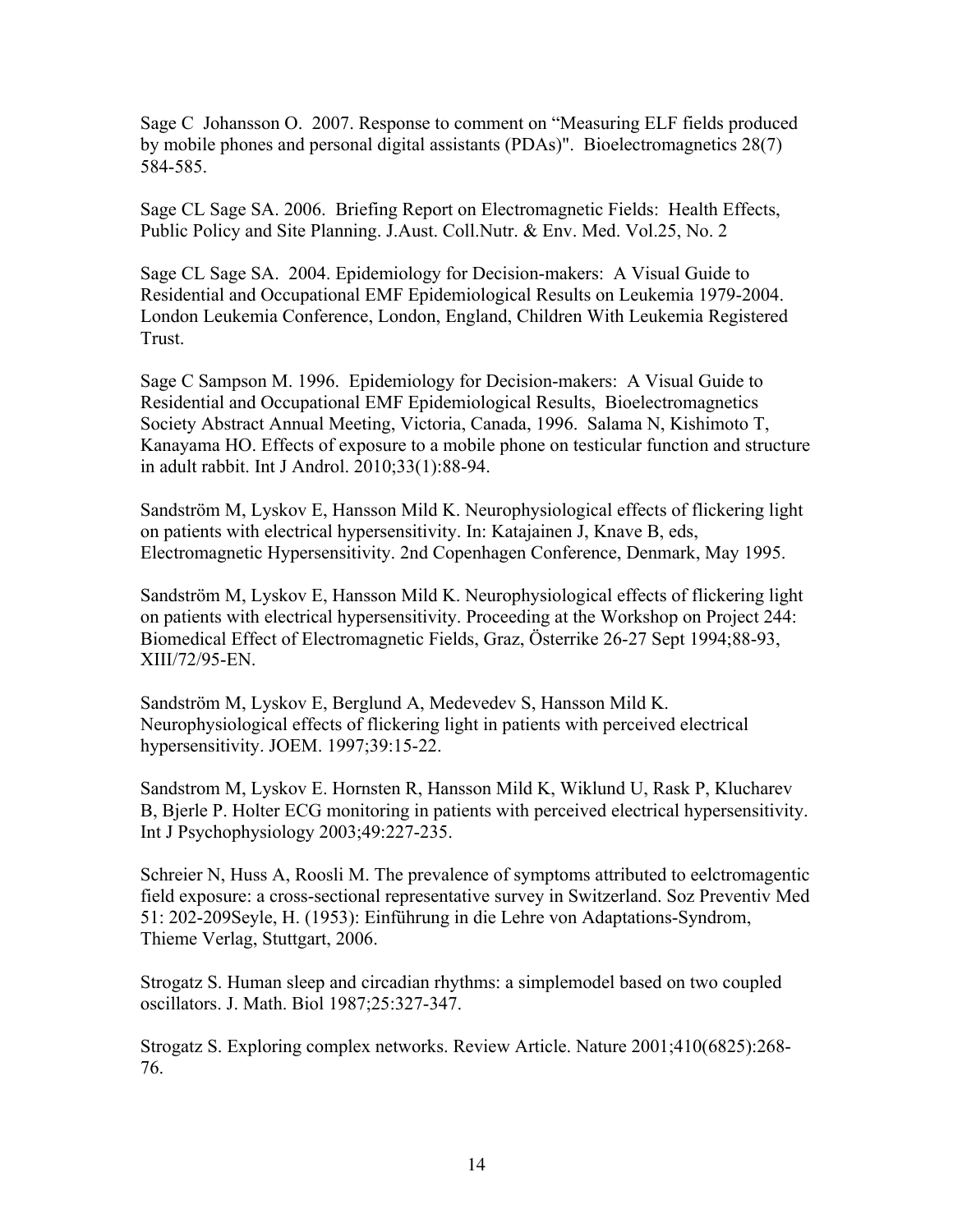Sage C  Johansson O.  2007. Response to comment on "Measuring ELF fields produced by mobile phones and personal digital assistants (PDAs)".  Bioelectromagnetics 28(7) 584-585.

Sage CL Sage SA. 2006.  Briefing Report on Electromagnetic Fields:  Health Effects, Public Policy and Site Planning. J.Aust. Coll.Nutr. & Env. Med. Vol.25, No. 2

Sage CL Sage SA.  2004. Epidemiology for Decision-makers:  A Visual Guide to Residential and Occupational EMF Epidemiological Results on Leukemia 1979-2004. London Leukemia Conference, London, England, Children With Leukemia Registered Trust.

Sage C Sampson M. 1996.  Epidemiology for Decision-makers:  A Visual Guide to Residential and Occupational EMF Epidemiological Results,  Bioelectromagnetics Society Abstract Annual Meeting, Victoria, Canada, 1996.  Salama N, Kishimoto T, Kanayama HO. Effects of exposure to a mobile phone on testicular function and structure in adult rabbit. Int J Androl. 2010;33(1):88-94.

Sandström M, Lyskov E, Hansson Mild K. Neurophysiological effects of flickering light on patients with electrical hypersensitivity. In: Katajainen J, Knave B, eds, Electromagnetic Hypersensitivity. 2nd Copenhagen Conference, Denmark, May 1995.

Sandström M, Lyskov E, Hansson Mild K. Neurophysiological effects of flickering light on patients with electrical hypersensitivity. Proceeding at the Workshop on Project 244: Biomedical Effect of Electromagnetic Fields, Graz, Österrike 26-27 Sept 1994;88-93, XIII/72/95-EN.

Sandström M, Lyskov E, Berglund A, Medevedev S, Hansson Mild K. Neurophysiological effects of flickering light in patients with perceived electrical hypersensitivity. JOEM. 1997;39:15-22.

Sandstrom M, Lyskov E. Hornsten R, Hansson Mild K, Wiklund U, Rask P, Klucharev B, Bjerle P. Holter ECG monitoring in patients with perceived electrical hypersensitivity. Int J Psychophysiology 2003;49:227-235.

Schreier N, Huss A, Roosli M. The prevalence of symptoms attributed to eelctromagentic field exposure: a cross-sectional representative survey in Switzerland. Soz Preventiv Med 51: 202-209Seyle, H. (1953): Einführung in die Lehre von Adaptations-Syndrom, Thieme Verlag, Stuttgart, 2006.

Strogatz S. Human sleep and circadian rhythms: a simplemodel based on two coupled oscillators. J. Math. Biol 1987;25:327-347.

Strogatz S. Exploring complex networks. Review Article. Nature 2001;410(6825):268-76.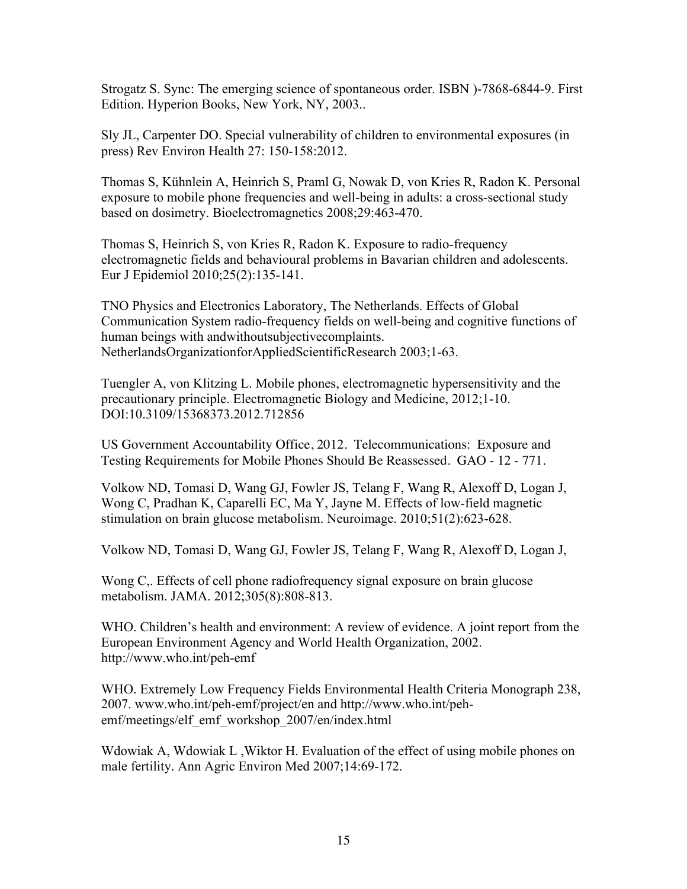Strogatz S. Sync: The emerging science of spontaneous order. ISBN )-7868-6844-9. First Edition. Hyperion Books, New York, NY, 2003..

Sly JL, Carpenter DO. Special vulnerability of children to environmental exposures (in press) Rev Environ Health 27: 150-158:2012.

Thomas S, Kühnlein A, Heinrich S, Praml G, Nowak D, von Kries R, Radon K. Personal exposure to mobile phone frequencies and well-being in adults: a cross-sectional study based on dosimetry. Bioelectromagnetics 2008;29:463-470.

Thomas S, Heinrich S, von Kries R, Radon K. Exposure to radio-frequency electromagnetic fields and behavioural problems in Bavarian children and adolescents. Eur J Epidemiol 2010;25(2):135-141.

TNO Physics and Electronics Laboratory, The Netherlands. Effects of Global Communication System radio-frequency fields on well-being and cognitive functions of human beings with andwithoutsubjectivecomplaints. NetherlandsOrganizationforAppliedScientificResearch 2003;1-63.

Tuengler A, von Klitzing L. Mobile phones, electromagnetic hypersensitivity and the precautionary principle. Electromagnetic Biology and Medicine, 2012;1-10. DOI:10.3109/15368373.2012.712856

US Government Accountability Office, 2012. Telecommunications: Exposure and Testing Requirements for Mobile Phones Should Be Reassessed. GAO - 12 - 771.

Volkow ND, Tomasi D, Wang GJ, Fowler JS, Telang F, Wang R, Alexoff D, Logan J, Wong C, Pradhan K, Caparelli EC, Ma Y, Jayne M. Effects of low-field magnetic stimulation on brain glucose metabolism. Neuroimage. 2010;51(2):623-628.

Volkow ND, Tomasi D, Wang GJ, Fowler JS, Telang F, Wang R, Alexoff D, Logan J,

Wong C,. Effects of cell phone radiofrequency signal exposure on brain glucose metabolism. JAMA. 2012;305(8):808-813.

WHO. Children's health and environment: A review of evidence. A joint report from the European Environment Agency and World Health Organization, 2002. http://www.who.int/peh-emf

WHO. Extremely Low Frequency Fields Environmental Health Criteria Monograph 238, 2007. www.who.int/peh-emf/project/en and http://www.who.int/peh-emf/meetings/elf_emf_workshop_2007/en/index.html

Wdowiak A, Wdowiak L ,Wiktor H. Evaluation of the effect of using mobile phones on male fertility. Ann Agric Environ Med 2007;14:69-172.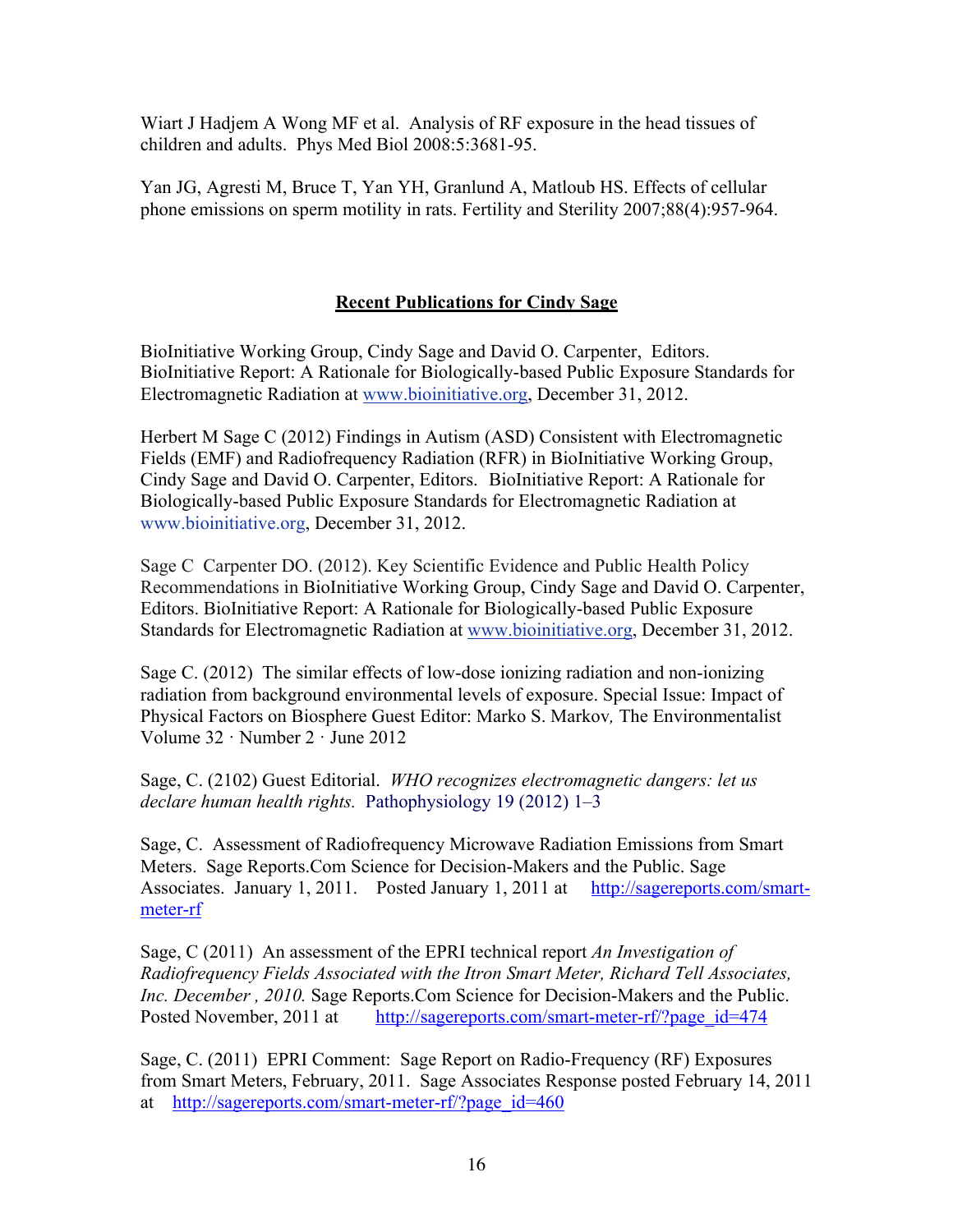Wiart J Hadjem A Wong MF et al. Analysis of RF exposure in the head tissues of children and adults. Phys Med Biol 2008:5:3681-95.

Yan JG, Agresti M, Bruce T, Yan YH, Granlund A, Matloub HS. Effects of cellular phone emissions on sperm motility in rats. Fertility and Sterility 2007;88(4):957-964.

## Recent Publications for Cindy Sage

BioInitiative Working Group, Cindy Sage and David O. Carpenter, Editors. BioInitiative Report: A Rationale for Biologically-based Public Exposure Standards for Electromagnetic Radiation at www.bioinitiative.org, December 31, 2012.

Herbert M Sage C (2012) Findings in Autism (ASD) Consistent with Electromagnetic Fields (EMF) and Radiofrequency Radiation (RFR) in BioInitiative Working Group, Cindy Sage and David O. Carpenter, Editors. BioInitiative Report: A Rationale for Biologically-based Public Exposure Standards for Electromagnetic Radiation at www.bioinitiative.org, December 31, 2012.

Sage C Carpenter DO. (2012). Key Scientific Evidence and Public Health Policy Recommendations in BioInitiative Working Group, Cindy Sage and David O. Carpenter, Editors. BioInitiative Report: A Rationale for Biologically-based Public Exposure Standards for Electromagnetic Radiation at www.bioinitiative.org, December 31, 2012.

Sage C. (2012) The similar effects of low-dose ionizing radiation and non-ionizing radiation from background environmental levels of exposure. Special Issue: Impact of Physical Factors on Biosphere Guest Editor: Marko S. Markov*,* The Environmentalist Volume 32 · Number 2 · June 2012

Sage, C. (2102) Guest Editorial. *WHO recognizes electromagnetic dangers: let us declare human health rights.* Pathophysiology 19 (2012) 1–3

Sage, C. Assessment of Radiofrequency Microwave Radiation Emissions from Smart Meters. Sage Reports.Com Science for Decision-Makers and the Public. Sage Associates. January 1, 2011. Posted January 1, 2011 at http://sagereports.com/smart-meter-rf

Sage, C (2011) An assessment of the EPRI technical report *An Investigation of Radiofrequency Fields Associated with the Itron Smart Meter, Richard Tell Associates, Inc. December , 2010.* Sage Reports.Com Science for Decision-Makers and the Public. Posted November, 2011 at http://sagereports.com/smart-meter-rf/?page_id=474

Sage, C. (2011) EPRI Comment: Sage Report on Radio-Frequency (RF) Exposures from Smart Meters, February, 2011. Sage Associates Response posted February 14, 2011 at http://sagereports.com/smart-meter-rf/?page_id=460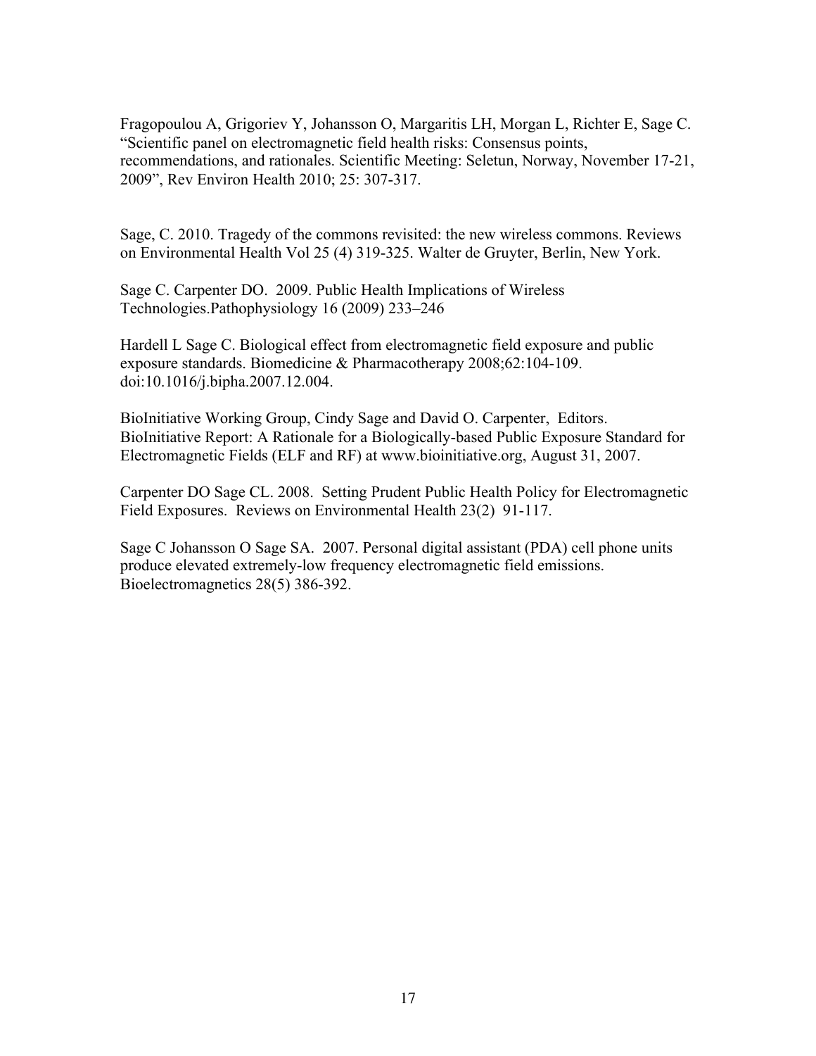Fragopoulou A, Grigoriev Y, Johansson O, Margaritis LH, Morgan L, Richter E, Sage C. "Scientific panel on electromagnetic field health risks: Consensus points, recommendations, and rationales. Scientific Meeting: Seletun, Norway, November 17-21, 2009", Rev Environ Health 2010; 25: 307-317.

Sage, C. 2010. Tragedy of the commons revisited: the new wireless commons. Reviews on Environmental Health Vol 25 (4) 319-325. Walter de Gruyter, Berlin, New York.

Sage C. Carpenter DO. 2009. Public Health Implications of Wireless Technologies.Pathophysiology 16 (2009) 233–246

Hardell L Sage C. Biological effect from electromagnetic field exposure and public exposure standards. Biomedicine & Pharmacotherapy 2008;62:104-109. doi:10.1016/j.bipha.2007.12.004.

BioInitiative Working Group, Cindy Sage and David O. Carpenter, Editors. BioInitiative Report: A Rationale for a Biologically-based Public Exposure Standard for Electromagnetic Fields (ELF and RF) at www.bioinitiative.org, August 31, 2007.

Carpenter DO Sage CL. 2008. Setting Prudent Public Health Policy for Electromagnetic Field Exposures. Reviews on Environmental Health 23(2) 91-117.

Sage C Johansson O Sage SA. 2007. Personal digital assistant (PDA) cell phone units produce elevated extremely-low frequency electromagnetic field emissions. Bioelectromagnetics 28(5) 386-392.